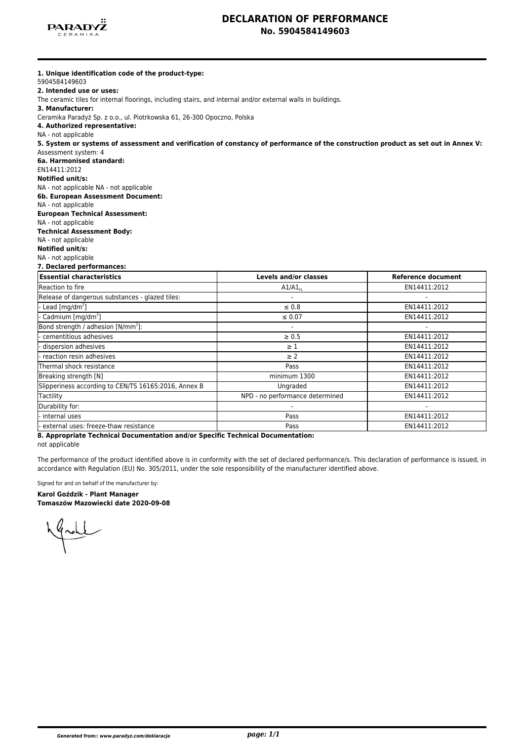# DECLARATION OF PERFORMANCE
## No. 5904584149603

**1. Unique identification code of the product-type:**
5904584149603

**2. Intended use or uses:**
The ceramic tiles for internal floorings, including stairs, and internal and/or external walls in buildings.

**3. Manufacturer:**
Ceramika Paradyż Sp. z o.o., ul. Piotrkowska 61, 26-300 Opoczno, Polska

**4. Authorized representative:**
NA - not applicable

**5. System or systems of assessment and verification of constancy of performance of the construction product as set out in Annex V:**
Assessment system: 4

**6a. Harmonised standard:**
EN14411:2012

**Notified unit/s:**
NA - not applicable NA - not applicable

**6b. European Assessment Document:**
NA - not applicable

**European Technical Assessment:**
NA - not applicable

**Technical Assessment Body:**
NA - not applicable

**Notified unit/s:**
NA - not applicable

**7. Declared performances:**

| Essential characteristics | Levels and/or classes | Reference document |
|---|---|---|
| Reaction to fire | $A1/A1_{FL}$ | EN14411:2012 |
| Release of dangerous substances - glazed tiles: | - | - |
| - Lead [mg/dm$^2$] | ≤ 0.8 | EN14411:2012 |
| - Cadmium [mg/dm$^2$] | ≤ 0.07 | EN14411:2012 |
| Bond strength / adhesion [N/mm$^2$]: | - | - |
| - cementitious adhesives | ≥ 0.5 | EN14411:2012 |
| - dispersion adhesives | ≥ 1 | EN14411:2012 |
| - reaction resin adhesives | ≥ 2 | EN14411:2012 |
| Thermal shock resistance | Pass | EN14411:2012 |
| Breaking strength [N] | minimum 1300 | EN14411:2012 |
| Slipperiness according to CEN/TS 16165:2016, Annex B | Ungraded | EN14411:2012 |
| Tactility | NPD - no performance determined | EN14411:2012 |
| Durability for: | - | - |
| - internal uses | Pass | EN14411:2012 |
| - external uses: freeze-thaw resistance | Pass | EN14411:2012 |

**8. Appropriate Technical Documentation and/or Specific Technical Documentation:**
not applicable

The performance of the product identified above is in conformity with the set of declared performance/s. This declaration of performance is issued, in accordance with Regulation (EU) No. 305/2011, under the sole responsibility of the manufacturer identified above.

Signed for and on behalf of the manufacturer by:

**Karol Goździk - Plant Manager**
**Tomaszów Mazowiecki date 2020-09-08**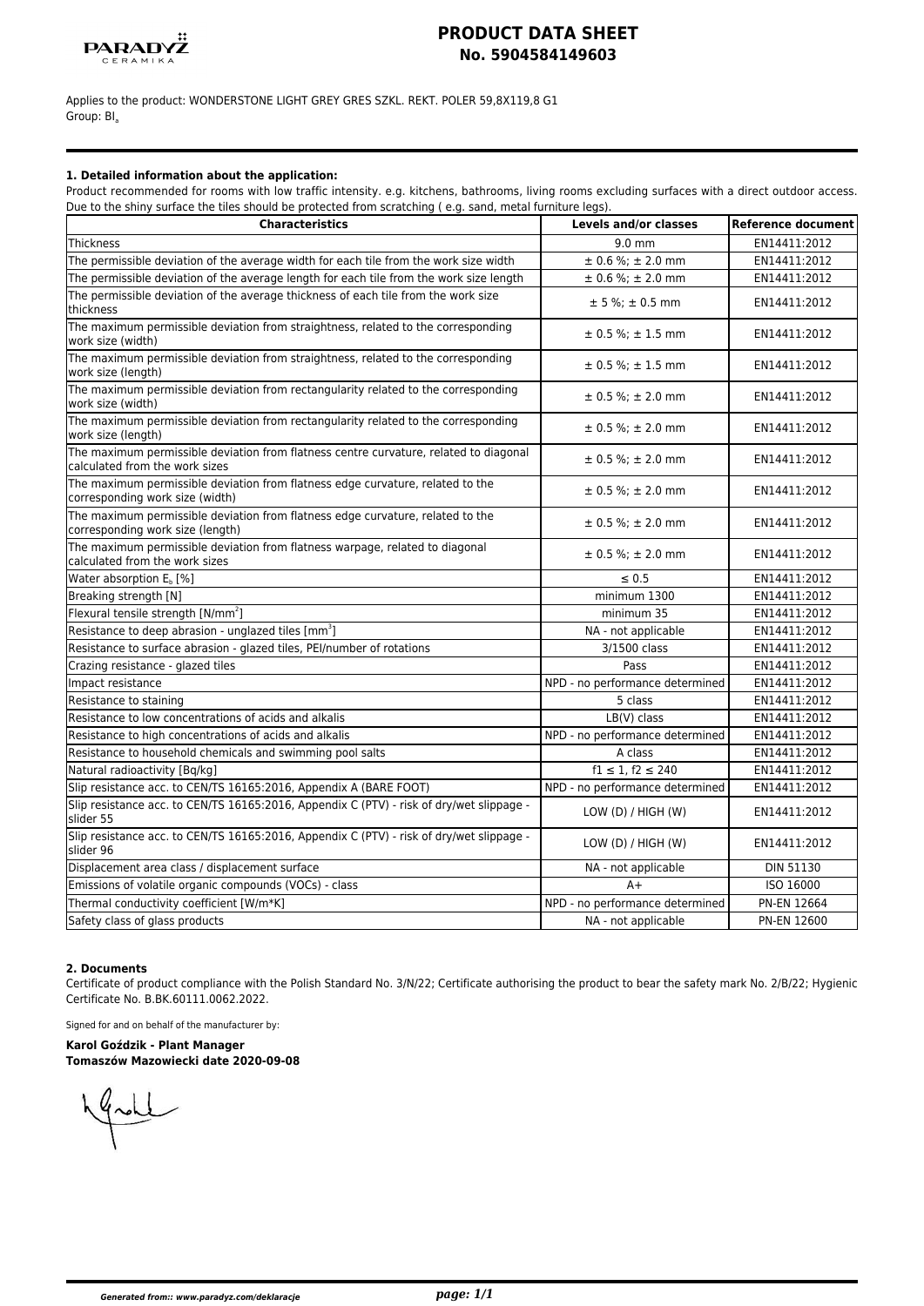# PRODUCT DATA SHEET
## No. 5904584149603

Applies to the product: WONDERSTONE LIGHT GREY GRES SZKL. REKT. POLER 59,8X119,8 G1
Group: $BI_a$

**1. Detailed information about the application:**
Product recommended for rooms with low traffic intensity. e.g. kitchens, bathrooms, living rooms excluding surfaces with a direct outdoor access. Due to the shiny surface the tiles should be protected from scratching ( e.g. sand, metal furniture legs).

| Characteristics | Levels and/or classes | Reference document |
|---|---|---|
| Thickness | 9.0 mm | EN14411:2012 |
| The permissible deviation of the average width for each tile from the work size width | ± 0.6 %; ± 2.0 mm | EN14411:2012 |
| The permissible deviation of the average length for each tile from the work size length | ± 0.6 %; ± 2.0 mm | EN14411:2012 |
| The permissible deviation of the average thickness of each tile from the work size thickness | ± 5 %; ± 0.5 mm | EN14411:2012 |
| The maximum permissible deviation from straightness, related to the corresponding work size (width) | ± 0.5 %; ± 1.5 mm | EN14411:2012 |
| The maximum permissible deviation from straightness, related to the corresponding work size (length) | ± 0.5 %; ± 1.5 mm | EN14411:2012 |
| The maximum permissible deviation from rectangularity related to the corresponding work size (width) | ± 0.5 %; ± 2.0 mm | EN14411:2012 |
| The maximum permissible deviation from rectangularity related to the corresponding work size (length) | ± 0.5 %; ± 2.0 mm | EN14411:2012 |
| The maximum permissible deviation from flatness centre curvature, related to diagonal calculated from the work sizes | ± 0.5 %; ± 2.0 mm | EN14411:2012 |
| The maximum permissible deviation from flatness edge curvature, related to the corresponding work size (width) | ± 0.5 %; ± 2.0 mm | EN14411:2012 |
| The maximum permissible deviation from flatness edge curvature, related to the corresponding work size (length) | ± 0.5 %; ± 2.0 mm | EN14411:2012 |
| The maximum permissible deviation from flatness warpage, related to diagonal calculated from the work sizes | ± 0.5 %; ± 2.0 mm | EN14411:2012 |
| Water absorption $E_b$ [%] | ≤ 0.5 | EN14411:2012 |
| Breaking strength [N] | minimum 1300 | EN14411:2012 |
| Flexural tensile strength [$N/mm^2$] | minimum 35 | EN14411:2012 |
| Resistance to deep abrasion - unglazed tiles [$mm^3$] | NA - not applicable | EN14411:2012 |
| Resistance to surface abrasion - glazed tiles, PEI/number of rotations | 3/1500 class | EN14411:2012 |
| Crazing resistance - glazed tiles | Pass | EN14411:2012 |
| Impact resistance | NPD - no performance determined | EN14411:2012 |
| Resistance to staining | 5 class | EN14411:2012 |
| Resistance to low concentrations of acids and alkalis | LB(V) class | EN14411:2012 |
| Resistance to high concentrations of acids and alkalis | NPD - no performance determined | EN14411:2012 |
| Resistance to household chemicals and swimming pool salts | A class | EN14411:2012 |
| Natural radioactivity [Bq/kg] | f1 ≤ 1, f2 ≤ 240 | EN14411:2012 |
| Slip resistance acc. to CEN/TS 16165:2016, Appendix A (BARE FOOT) | NPD - no performance determined | EN14411:2012 |
| Slip resistance acc. to CEN/TS 16165:2016, Appendix C (PTV) - risk of dry/wet slippage - slider 55 | LOW (D) / HIGH (W) | EN14411:2012 |
| Slip resistance acc. to CEN/TS 16165:2016, Appendix C (PTV) - risk of dry/wet slippage - slider 96 | LOW (D) / HIGH (W) | EN14411:2012 |
| Displacement area class / displacement surface | NA - not applicable | DIN 51130 |
| Emissions of volatile organic compounds (VOCs) - class | A+ | ISO 16000 |
| Thermal conductivity coefficient [W/m*K] | NPD - no performance determined | PN-EN 12664 |
| Safety class of glass products | NA - not applicable | PN-EN 12600 |

**2. Documents**
Certificate of product compliance with the Polish Standard No. 3/N/22; Certificate authorising the product to bear the safety mark No. 2/B/22; Hygienic Certificate No. B.BK.60111.0062.2022.

Signed for and on behalf of the manufacturer by:

**Karol Goździk - Plant Manager**
**Tomaszów Mazowiecki date 2020-09-08**

*Generated from:: www.paradyz.com/deklaracje*